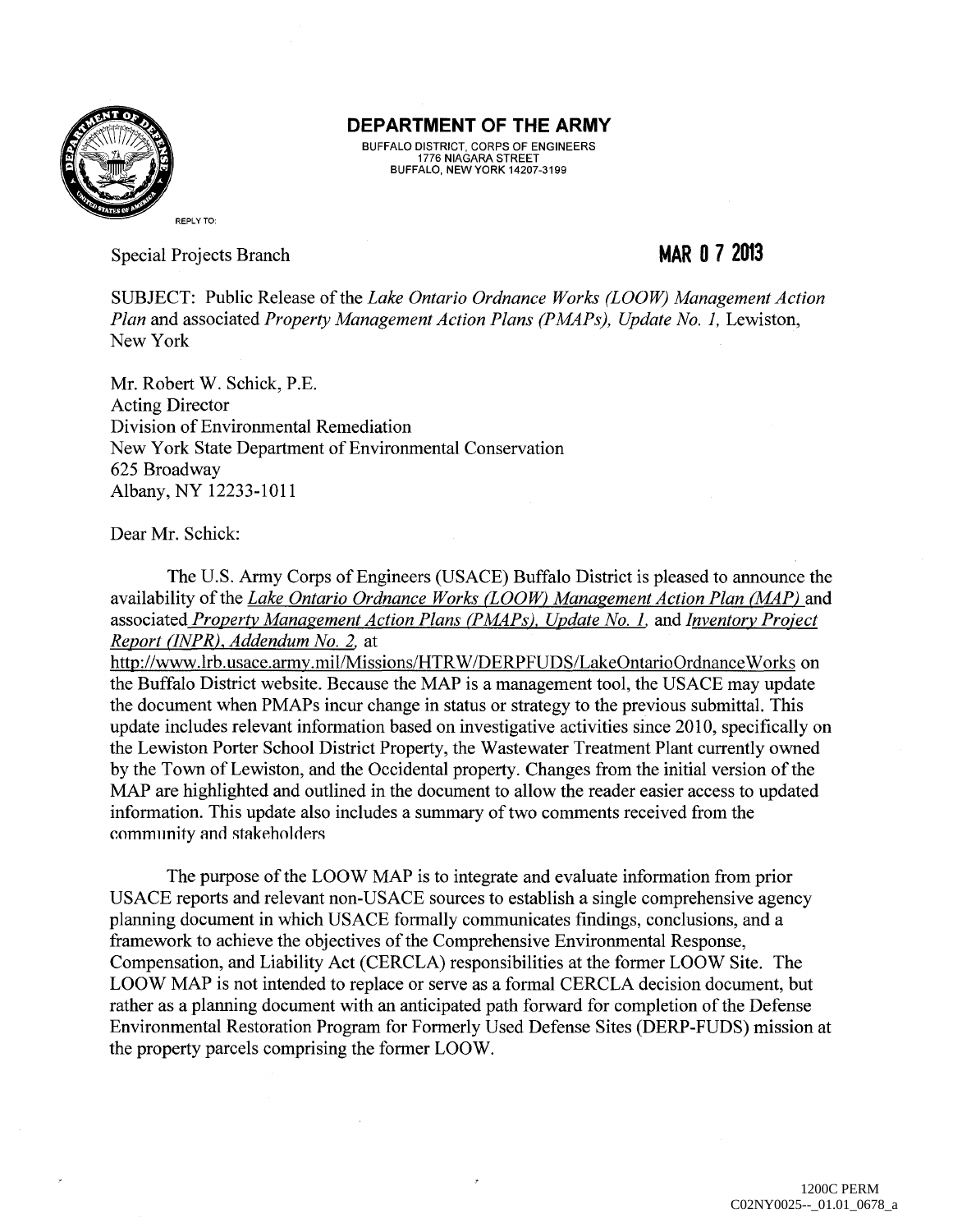**DEPARTMENT OF THE ARMY**

BUFFALO DISTRICT, CORPS OF ENGINEERS
1776 NIAGARA STREET
BUFFALO, NEW YORK 14207-3199

REPLY TO:

Special Projects Branch

**MAR 07 2013**

SUBJECT: Public Release of the *Lake Ontario Ordnance Works (LOOW) Management Action Plan* and associated *Property Management Action Plans (PMAPs), Update No. 1,* Lewiston, New York

Mr. Robert W. Schick, P.E.
Acting Director
Division of Environmental Remediation
New York State Department of Environmental Conservation
625 Broadway
Albany, NY 12233-1011

Dear Mr. Schick:

The U.S. Army Corps of Engineers (USACE) Buffalo District is pleased to announce the availability of the *Lake Ontario Ordnance Works (LOOW) Management Action Plan (MAP)* and associated *Property Management Action Plans (PMAPs), Update No. 1,* and *Inventory Project Report (INPR), Addendum No. 2,* at http://www.lrb.usace.army.mil/Missions/HTRW/DERPFUDS/LakeOntarioOrdnanceWorks on the Buffalo District website. Because the MAP is a management tool, the USACE may update the document when PMAPs incur change in status or strategy to the previous submittal. This update includes relevant information based on investigative activities since 2010, specifically on the Lewiston Porter School District Property, the Wastewater Treatment Plant currently owned by the Town of Lewiston, and the Occidental property. Changes from the initial version of the MAP are highlighted and outlined in the document to allow the reader easier access to updated information. This update also includes a summary of two comments received from the community and stakeholders

The purpose of the LOOW MAP is to integrate and evaluate information from prior USACE reports and relevant non-USACE sources to establish a single comprehensive agency planning document in which USACE formally communicates findings, conclusions, and a framework to achieve the objectives of the Comprehensive Environmental Response, Compensation, and Liability Act (CERCLA) responsibilities at the former LOOW Site. The LOOW MAP is not intended to replace or serve as a formal CERCLA decision document, but rather as a planning document with an anticipated path forward for completion of the Defense Environmental Restoration Program for Formerly Used Defense Sites (DERP-FUDS) mission at the property parcels comprising the former LOOW.

1200C PERM
C02NY0025--_01.01_0678_a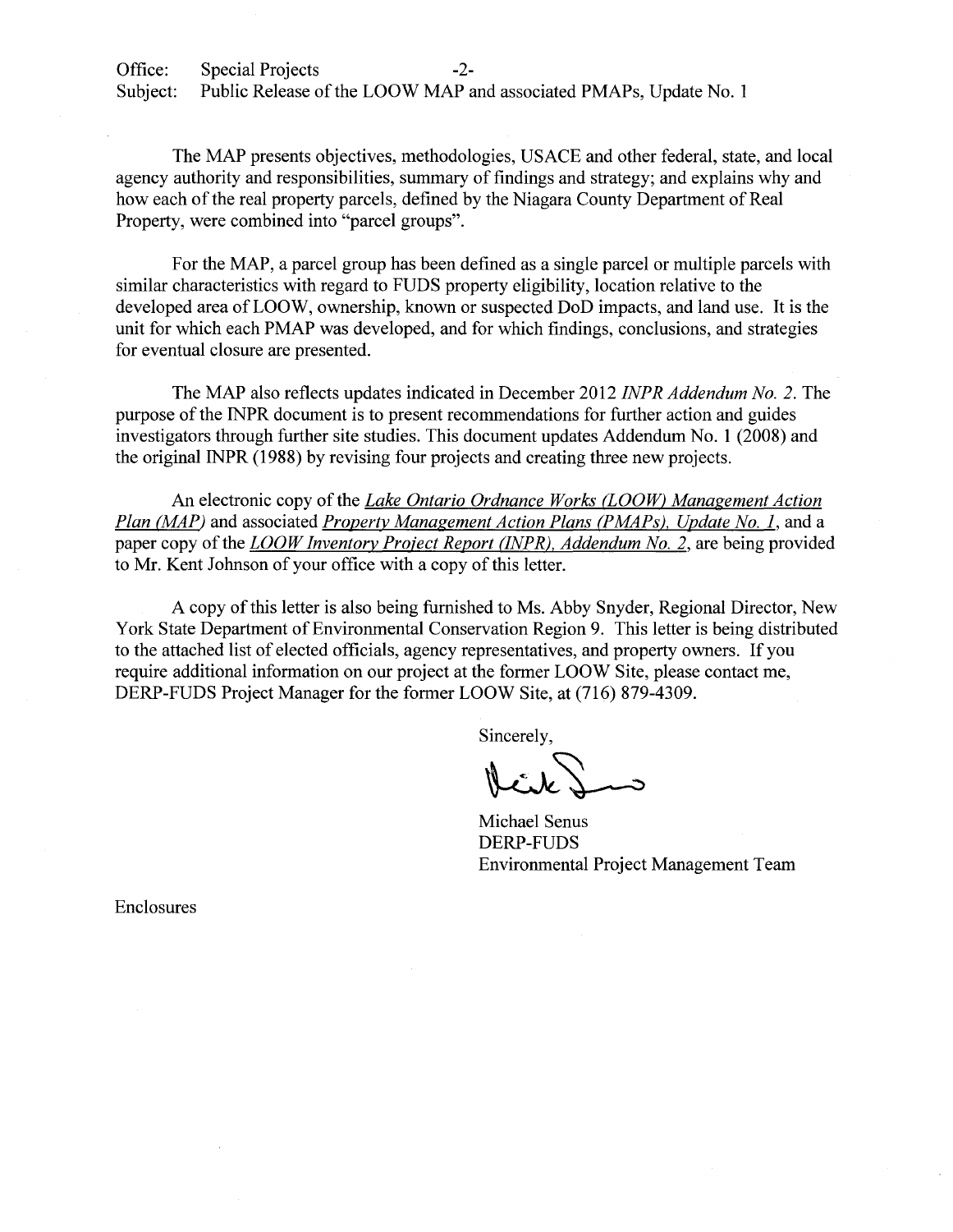Office: Special Projects
Subject: Public Release of the LOOW MAP and associated PMAPs, Update No. 1

The MAP presents objectives, methodologies, USACE and other federal, state, and local agency authority and responsibilities, summary of findings and strategy; and explains why and how each of the real property parcels, defined by the Niagara County Department of Real Property, were combined into "parcel groups".

For the MAP, a parcel group has been defined as a single parcel or multiple parcels with similar characteristics with regard to FUDS property eligibility, location relative to the developed area of LOOW, ownership, known or suspected DoD impacts, and land use. It is the unit for which each PMAP was developed, and for which findings, conclusions, and strategies for eventual closure are presented.

The MAP also reflects updates indicated in December 2012 *INPR Addendum No. 2*. The purpose of the INPR document is to present recommendations for further action and guides investigators through further site studies. This document updates Addendum No. 1 (2008) and the original INPR (1988) by revising four projects and creating three new projects.

An electronic copy of the *Lake Ontario Ordnance Works (LOOW) Management Action Plan (MAP)* and associated *Property Management Action Plans (PMAPs), Update No. 1*, and a paper copy of the *LOOW Inventory Project Report (INPR), Addendum No. 2*, are being provided to Mr. Kent Johnson of your office with a copy of this letter.

A copy of this letter is also being furnished to Ms. Abby Snyder, Regional Director, New York State Department of Environmental Conservation Region 9. This letter is being distributed to the attached list of elected officials, agency representatives, and property owners. If you require additional information on our project at the former LOOW Site, please contact me, DERP-FUDS Project Manager for the former LOOW Site, at (716) 879-4309.

Sincerely,

Michael Senus
DERP-FUDS
Environmental Project Management Team

Enclosures